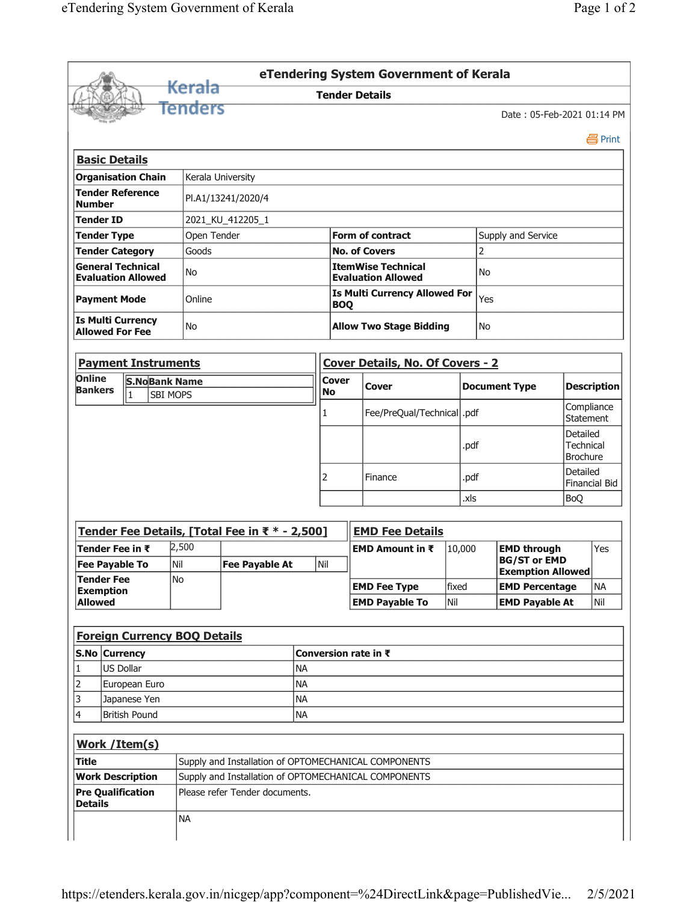# eTendering System Government of Kerala

## Tender Details

Date : 05-Feb-2021 01:14 PM

Print

### Basic Details

| | | | |
|---|---|---|---|
| **Organisation Chain** | Kerala University | | |
| **Tender Reference Number** | Pl.A1/13241/2020/4 | | |
| **Tender ID** | 2021_KU_412205_1 | | |
| **Tender Type** | Open Tender | **Form of contract** | Supply and Service |
| **Tender Category** | Goods | **No. of Covers** | 2 |
| **General Technical Evaluation Allowed** | No | **ItemWise Technical Evaluation Allowed** | No |
| **Payment Mode** | Online | **Is Multi Currency Allowed For BOQ** | Yes |
| **Is Multi Currency Allowed For Fee** | No | **Allow Two Stage Bidding** | No |

### Payment Instruments

| Online Bankers | S.No | Bank Name |
|---|---|---|
| | 1 | SBI MOPS |

### Cover Details, No. Of Covers - 2

| Cover No | Cover | Document Type | Description |
|---|---|---|---|
| 1 | Fee/PreQual/Technical | .pdf | Compliance Statement |
| | | .pdf | Detailed Technical Brochure |
| 2 | Finance | .pdf | Detailed Financial Bid |
| | | .xls | BoQ |

### Tender Fee Details, [Total Fee in ₹ * - 2,500]

| | | | |
|---|---|---|---|
| **Tender Fee in ₹** | 2,500 | | |
| **Fee Payable To** | Nil | **Fee Payable At** | Nil |
| **Tender Fee Exemption Allowed** | No | | |

### EMD Fee Details

| | | | |
|---|---|---|---|
| **EMD Amount in ₹** | 10,000 | **EMD through BG/ST or EMD Exemption Allowed** | Yes |
| **EMD Fee Type** | fixed | **EMD Percentage** | NA |
| **EMD Payable To** | Nil | **EMD Payable At** | Nil |

### Foreign Currency BOQ Details

| S.No | Currency | Conversion rate in ₹ |
|---|---|---|
| 1 | US Dollar | NA |
| 2 | European Euro | NA |
| 3 | Japanese Yen | NA |
| 4 | British Pound | NA |

### Work /Item(s)

| | |
|---|---|
| **Title** | Supply and Installation of OPTOMECHANICAL COMPONENTS |
| **Work Description** | Supply and Installation of OPTOMECHANICAL COMPONENTS |
| **Pre Qualification Details** | Please refer Tender documents. |
| | NA |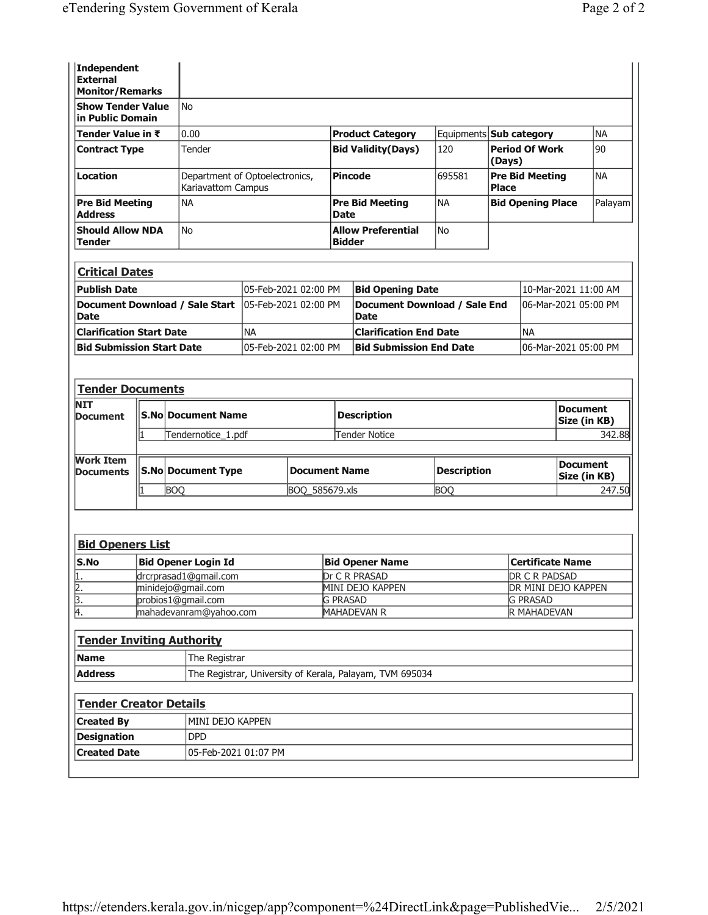| | | | | | | | |
|---|---|---|---|---|---|---|---|
| **Independent External Monitor/Remarks** | | | | | | | |
| **Show Tender Value in Public Domain** | No | | | | | | |
| **Tender Value in ₹** | 0.00 | **Product Category** | Equipments | **Sub category** | NA | | |
| **Contract Type** | Tender | **Bid Validity(Days)** | 120 | **Period Of Work (Days)** | 90 | | |
| **Location** | Department of Optoelectronics, Kariavattom Campus | **Pincode** | 695581 | **Pre Bid Meeting Place** | NA | | |
| **Pre Bid Meeting Address** | NA | **Pre Bid Meeting Date** | NA | **Bid Opening Place** | Palayam | | |
| **Should Allow NDA Tender** | No | **Allow Preferential Bidder** | No | | | | |

## Critical Dates

| | | | |
|---|---|---|---|
| **Publish Date** | 05-Feb-2021 02:00 PM | **Bid Opening Date** | 10-Mar-2021 11:00 AM |
| **Document Download / Sale Start Date** | 05-Feb-2021 02:00 PM | **Document Download / Sale End Date** | 06-Mar-2021 05:00 PM |
| **Clarification Start Date** | NA | **Clarification End Date** | NA |
| **Bid Submission Start Date** | 05-Feb-2021 02:00 PM | **Bid Submission End Date** | 06-Mar-2021 05:00 PM |

## Tender Documents

**NIT Document**

| S.No | Document Name | Description | Document Size (in KB) |
|---|---|---|---|
| 1 | Tendernotice_1.pdf | Tender Notice | 342.88 |

**Work Item Documents**

| S.No | Document Type | Document Name | Description | Document Size (in KB) |
|---|---|---|---|---|
| 1 | BOQ | BOQ_585679.xls | BOQ | 247.50 |

## Bid Openers List

| S.No | Bid Opener Login Id | Bid Opener Name | Certificate Name |
|---|---|---|---|
| 1. | drcrprasad1@gmail.com | Dr C R PRASAD | DR C R PADSAD |
| 2. | minidejo@gmail.com | MINI DEJO KAPPEN | DR MINI DEJO KAPPEN |
| 3. | probios1@gmail.com | G PRASAD | G PRASAD |
| 4. | mahadevanram@yahoo.com | MAHADEVAN R | R MAHADEVAN |

## Tender Inviting Authority

| | |
|---|---|
| **Name** | The Registrar |
| **Address** | The Registrar, University of Kerala, Palayam, TVM 695034 |

## Tender Creator Details

| | |
|---|---|
| **Created By** | MINI DEJO KAPPEN |
| **Designation** | DPD |
| **Created Date** | 05-Feb-2021 01:07 PM |